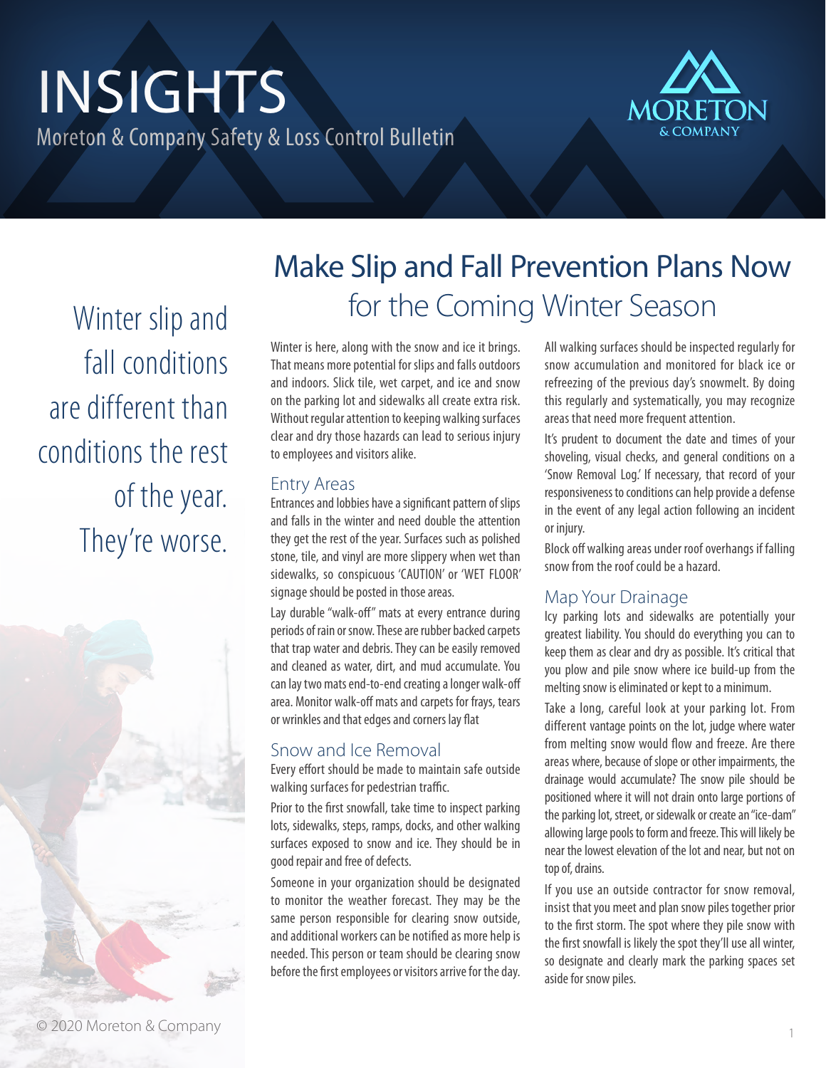# INSIGHTS

Moreton & Company Safety & Loss Control Bulletin

MORETON & COMPANY

# Make Slip and Fall Prevention Plans Now for the Coming Winter Season

Winter slip and fall conditions are different than conditions the rest of the year. They're worse.

Winter is here, along with the snow and ice it brings. That means more potential for slips and falls outdoors and indoors. Slick tile, wet carpet, and ice and snow on the parking lot and sidewalks all create extra risk. Without regular attention to keeping walking surfaces clear and dry those hazards can lead to serious injury to employees and visitors alike.

## Entry Areas

Entrances and lobbies have a significant pattern of slips and falls in the winter and need double the attention they get the rest of the year. Surfaces such as polished stone, tile, and vinyl are more slippery when wet than sidewalks, so conspicuous 'CAUTION' or 'WET FLOOR' signage should be posted in those areas.

Lay durable "walk-off" mats at every entrance during periods of rain or snow. These are rubber backed carpets that trap water and debris. They can be easily removed and cleaned as water, dirt, and mud accumulate. You can lay two mats end-to-end creating a longer walk-off area. Monitor walk-off mats and carpets for frays, tears or wrinkles and that edges and corners lay flat

## Snow and Ice Removal

Every effort should be made to maintain safe outside walking surfaces for pedestrian traffic.

Prior to the first snowfall, take time to inspect parking lots, sidewalks, steps, ramps, docks, and other walking surfaces exposed to snow and ice. They should be in good repair and free of defects.

Someone in your organization should be designated to monitor the weather forecast. They may be the same person responsible for clearing snow outside, and additional workers can be notified as more help is needed. This person or team should be clearing snow before the first employees or visitors arrive for the day.

All walking surfaces should be inspected regularly for snow accumulation and monitored for black ice or refreezing of the previous day's snowmelt. By doing this regularly and systematically, you may recognize areas that need more frequent attention.

It's prudent to document the date and times of your shoveling, visual checks, and general conditions on a 'Snow Removal Log.' If necessary, that record of your responsiveness to conditions can help provide a defense in the event of any legal action following an incident or injury.

Block off walking areas under roof overhangs if falling snow from the roof could be a hazard.

## Map Your Drainage

Icy parking lots and sidewalks are potentially your greatest liability. You should do everything you can to keep them as clear and dry as possible. It's critical that you plow and pile snow where ice build-up from the melting snow is eliminated or kept to a minimum.

Take a long, careful look at your parking lot. From different vantage points on the lot, judge where water from melting snow would flow and freeze. Are there areas where, because of slope or other impairments, the drainage would accumulate? The snow pile should be positioned where it will not drain onto large portions of the parking lot, street, or sidewalk or create an "ice-dam" allowing large pools to form and freeze. This will likely be near the lowest elevation of the lot and near, but not on top of, drains.

If you use an outside contractor for snow removal, insist that you meet and plan snow piles together prior to the first storm. The spot where they pile snow with the first snowfall is likely the spot they'll use all winter, so designate and clearly mark the parking spaces set aside for snow piles.

© 2020 Moreton & Company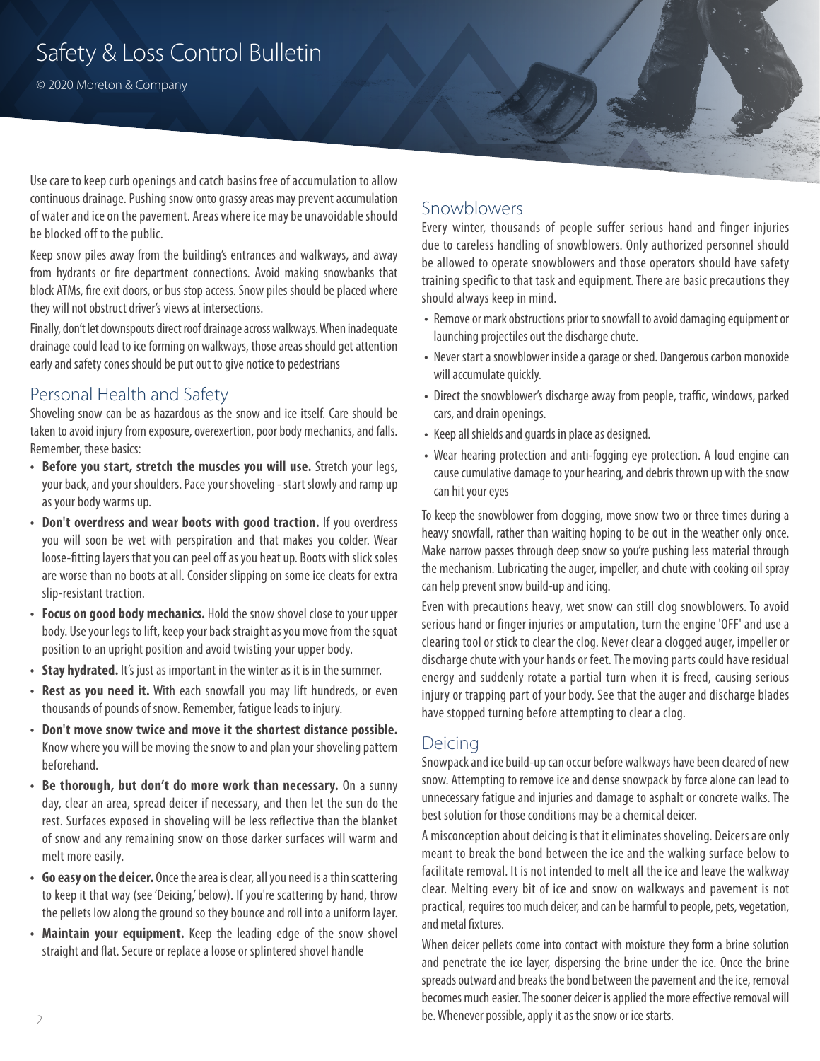Use care to keep curb openings and catch basins free of accumulation to allow continuous drainage. Pushing snow onto grassy areas may prevent accumulation of water and ice on the pavement. Areas where ice may be unavoidable should be blocked off to the public.

Keep snow piles away from the building's entrances and walkways, and away from hydrants or fire department connections. Avoid making snowbanks that block ATMs, fire exit doors, or bus stop access. Snow piles should be placed where they will not obstruct driver's views at intersections.

Finally, don't let downspouts direct roof drainage across walkways. When inadequate drainage could lead to ice forming on walkways, those areas should get attention early and safety cones should be put out to give notice to pedestrians

## Personal Health and Safety

Shoveling snow can be as hazardous as the snow and ice itself. Care should be taken to avoid injury from exposure, overexertion, poor body mechanics, and falls. Remember, these basics:

- **Before you start, stretch the muscles you will use.** Stretch your legs, your back, and your shoulders. Pace your shoveling - start slowly and ramp up as your body warms up.
- **Don't overdress and wear boots with good traction.** If you overdress you will soon be wet with perspiration and that makes you colder. Wear loose-fitting layers that you can peel off as you heat up. Boots with slick soles are worse than no boots at all. Consider slipping on some ice cleats for extra slip-resistant traction.
- **Focus on good body mechanics.** Hold the snow shovel close to your upper body. Use your legs to lift, keep your back straight as you move from the squat position to an upright position and avoid twisting your upper body.
- **Stay hydrated.** It's just as important in the winter as it is in the summer.
- **Rest as you need it.** With each snowfall you may lift hundreds, or even thousands of pounds of snow. Remember, fatigue leads to injury.
- **Don't move snow twice and move it the shortest distance possible.** Know where you will be moving the snow to and plan your shoveling pattern beforehand.
- **Be thorough, but don't do more work than necessary.** On a sunny day, clear an area, spread deicer if necessary, and then let the sun do the rest. Surfaces exposed in shoveling will be less reflective than the blanket of snow and any remaining snow on those darker surfaces will warm and melt more easily.
- **Go easy on the deicer.** Once the area is clear, all you need is a thin scattering to keep it that way (see 'Deicing,' below). If you're scattering by hand, throw the pellets low along the ground so they bounce and roll into a uniform layer.
- **Maintain your equipment.** Keep the leading edge of the snow shovel straight and flat. Secure or replace a loose or splintered shovel handle

## Snowblowers

Every winter, thousands of people suffer serious hand and finger injuries due to careless handling of snowblowers. Only authorized personnel should be allowed to operate snowblowers and those operators should have safety training specific to that task and equipment. There are basic precautions they should always keep in mind.

- Remove or mark obstructions prior to snowfall to avoid damaging equipment or launching projectiles out the discharge chute.
- Never start a snowblower inside a garage or shed. Dangerous carbon monoxide will accumulate quickly.
- Direct the snowblower's discharge away from people, traffic, windows, parked cars, and drain openings.
- Keep all shields and guards in place as designed.
- Wear hearing protection and anti-fogging eye protection. A loud engine can cause cumulative damage to your hearing, and debris thrown up with the snow can hit your eyes

To keep the snowblower from clogging, move snow two or three times during a heavy snowfall, rather than waiting hoping to be out in the weather only once. Make narrow passes through deep snow so you're pushing less material through the mechanism. Lubricating the auger, impeller, and chute with cooking oil spray can help prevent snow build-up and icing.

Even with precautions heavy, wet snow can still clog snowblowers. To avoid serious hand or finger injuries or amputation, turn the engine 'OFF' and use a clearing tool or stick to clear the clog. Never clear a clogged auger, impeller or discharge chute with your hands or feet. The moving parts could have residual energy and suddenly rotate a partial turn when it is freed, causing serious injury or trapping part of your body. See that the auger and discharge blades have stopped turning before attempting to clear a clog.

## Deicing

Snowpack and ice build-up can occur before walkways have been cleared of new snow. Attempting to remove ice and dense snowpack by force alone can lead to unnecessary fatigue and injuries and damage to asphalt or concrete walks. The best solution for those conditions may be a chemical deicer.

A misconception about deicing is that it eliminates shoveling. Deicers are only meant to break the bond between the ice and the walking surface below to facilitate removal. It is not intended to melt all the ice and leave the walkway clear. Melting every bit of ice and snow on walkways and pavement is not practical, requires too much deicer, and can be harmful to people, pets, vegetation, and metal fixtures.

When deicer pellets come into contact with moisture they form a brine solution and penetrate the ice layer, dispersing the brine under the ice. Once the brine spreads outward and breaks the bond between the pavement and the ice, removal becomes much easier. The sooner deicer is applied the more effective removal will be. Whenever possible, apply it as the snow or ice starts.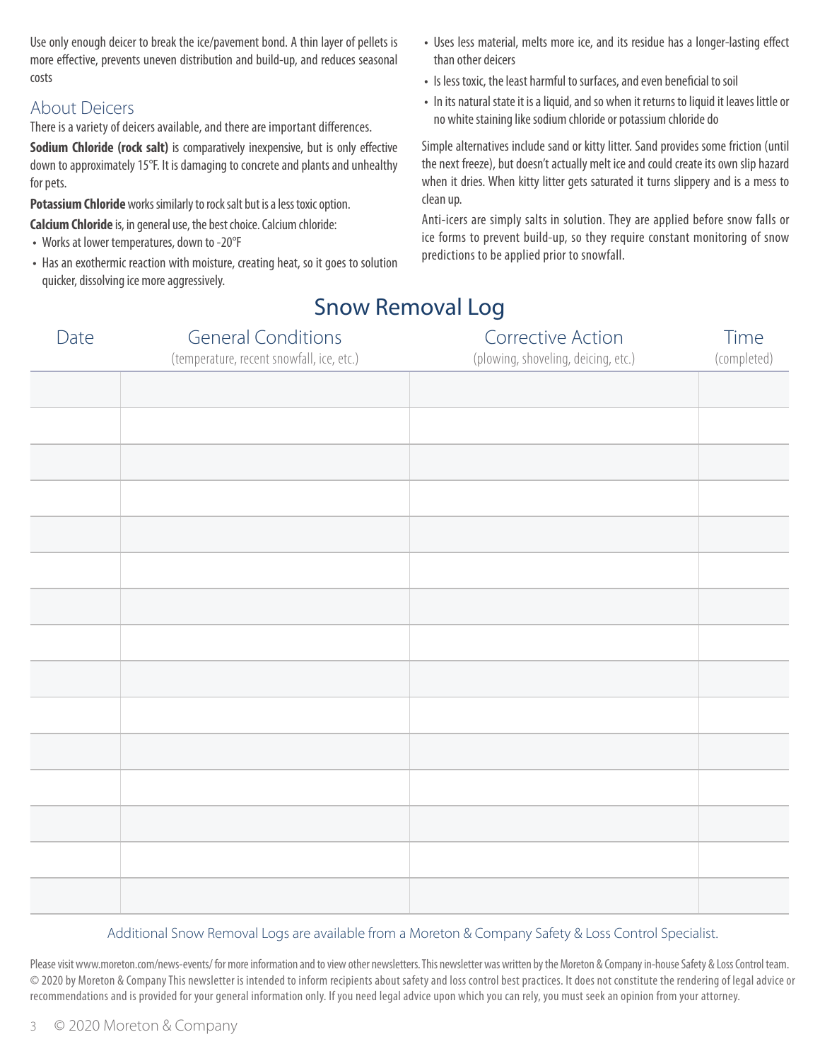Use only enough deicer to break the ice/pavement bond. A thin layer of pellets is more effective, prevents uneven distribution and build-up, and reduces seasonal costs

## About Deicers

There is a variety of deicers available, and there are important differences.

**Sodium Chloride (rock salt)** is comparatively inexpensive, but is only effective down to approximately 15°F. It is damaging to concrete and plants and unhealthy for pets.

**Potassium Chloride** works similarly to rock salt but is a less toxic option.

**Calcium Chloride** is, in general use, the best choice. Calcium chloride:

- Works at lower temperatures, down to -20°F
- Has an exothermic reaction with moisture, creating heat, so it goes to solution quicker, dissolving ice more aggressively.
- Uses less material, melts more ice, and its residue has a longer-lasting effect than other deicers
- Is less toxic, the least harmful to surfaces, and even beneficial to soil
- In its natural state it is a liquid, and so when it returns to liquid it leaves little or no white staining like sodium chloride or potassium chloride do

Simple alternatives include sand or kitty litter. Sand provides some friction (until the next freeze), but doesn't actually melt ice and could create its own slip hazard when it dries. When kitty litter gets saturated it turns slippery and is a mess to clean up.

Anti-icers are simply salts in solution. They are applied before snow falls or ice forms to prevent build-up, so they require constant monitoring of snow predictions to be applied prior to snowfall.

## Snow Removal Log

| Date | General Conditions (temperature, recent snowfall, ice, etc.) | Corrective Action (plowing, shoveling, deicing, etc.) | Time (completed) |
|---|---|---|---|
| | | | |
| | | | |
| | | | |
| | | | |
| | | | |
| | | | |
| | | | |
| | | | |
| | | | |
| | | | |
| | | | |
| | | | |
| | | | |
| | | | |
| | | | |

Additional Snow Removal Logs are available from a Moreton & Company Safety & Loss Control Specialist.

Please visit www.moreton.com/news-events/ for more information and to view other newsletters. This newsletter was written by the Moreton & Company in-house Safety & Loss Control team. © 2020 by Moreton & Company This newsletter is intended to inform recipients about safety and loss control best practices. It does not constitute the rendering of legal advice or recommendations and is provided for your general information only. If you need legal advice upon which you can rely, you must seek an opinion from your attorney.